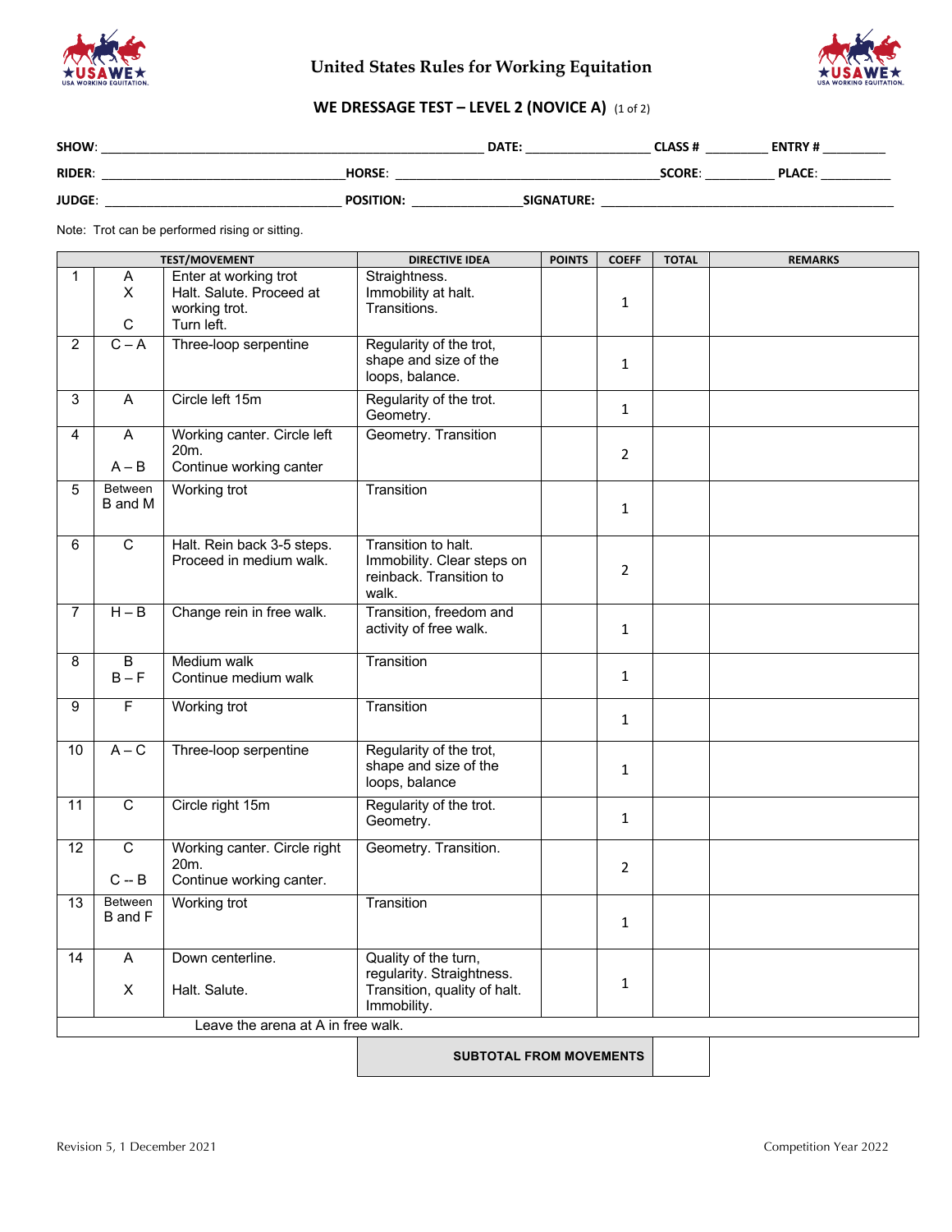# United States Rules for Working Equitation

## WE DRESSAGE TEST – LEVEL 2 (NOVICE A) (1 of 2)

**SHOW**: ______________________ **DATE**: ______________ **CLASS #** ________ **ENTRY #** ________

**RIDER**: ______________________ **HORSE**: ______________________ **SCORE**: ________ **PLACE**: ________

**JUDGE**: ______________________ **POSITION**: ______________ **SIGNATURE**: ______________________

Note: Trot can be performed rising or sitting.

| TEST/MOVEMENT | | | DIRECTIVE IDEA | POINTS | COEFF | TOTAL | REMARKS |
|---|---|---|---|---|---|---|---|
| 1 | A<br>X<br><br>C | Enter at working trot<br>Halt. Salute. Proceed at working trot.<br>Turn left. | Straightness.<br>Immobility at halt.<br>Transitions. | | 1 | | |
| 2 | C – A | Three-loop serpentine | Regularity of the trot, shape and size of the loops, balance. | | 1 | | |
| 3 | A | Circle left 15m | Regularity of the trot. Geometry. | | 1 | | |
| 4 | A<br><br>A – B | Working canter. Circle left 20m.<br>Continue working canter | Geometry. Transition | | 2 | | |
| 5 | Between B and M | Working trot | Transition | | 1 | | |
| 6 | C | Halt. Rein back 3-5 steps. Proceed in medium walk. | Transition to halt. Immobility. Clear steps on reinback. Transition to walk. | | 2 | | |
| 7 | H – B | Change rein in free walk. | Transition, freedom and activity of free walk. | | 1 | | |
| 8 | B<br>B – F | Medium walk<br>Continue medium walk | Transition | | 1 | | |
| 9 | F | Working trot | Transition | | 1 | | |
| 10 | A – C | Three-loop serpentine | Regularity of the trot, shape and size of the loops, balance | | 1 | | |
| 11 | C | Circle right 15m | Regularity of the trot. Geometry. | | 1 | | |
| 12 | C<br><br>C -- B | Working canter. Circle right 20m.<br>Continue working canter. | Geometry. Transition. | | 2 | | |
| 13 | Between B and F | Working trot | Transition | | 1 | | |
| 14 | A<br><br>X | Down centerline.<br><br>Halt. Salute. | Quality of the turn, regularity. Straightness. Transition, quality of halt. Immobility. | | 1 | | |
| | | Leave the arena at A in free walk. | | | | | |
| | | | **SUBTOTAL FROM MOVEMENTS** | | | | |

Revision 5, 1 December 2021

Competition Year 2022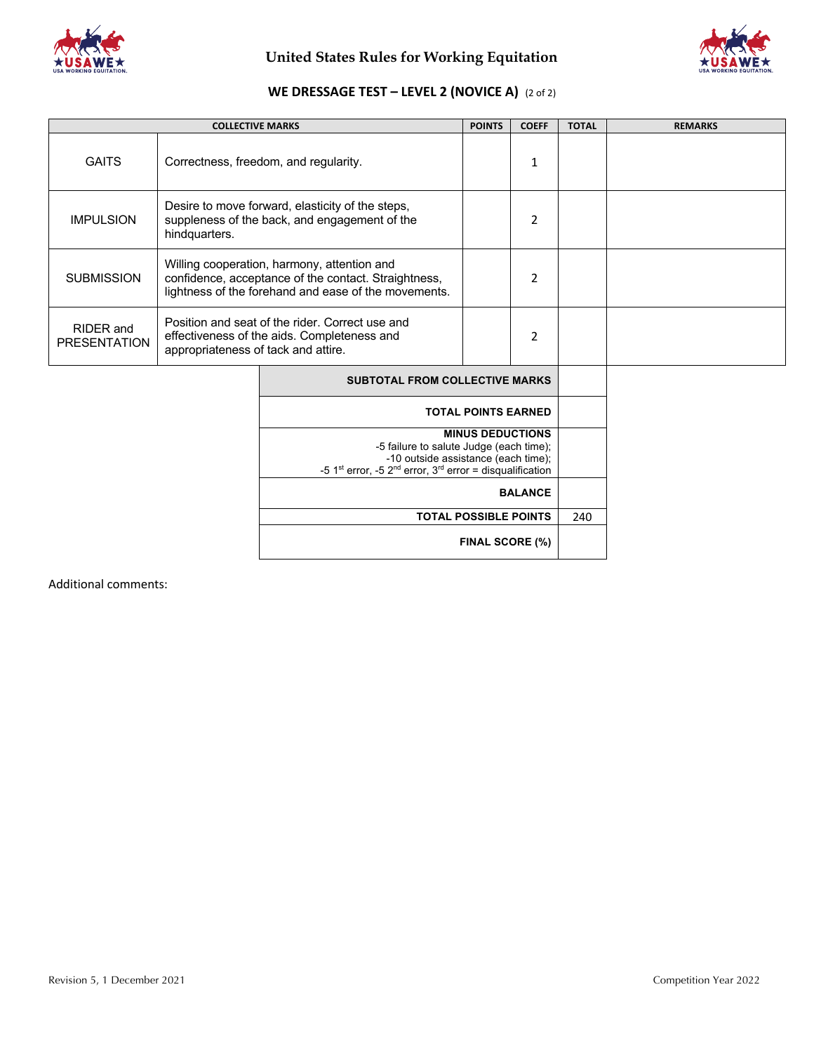# United States Rules for Working Equitation

## WE DRESSAGE TEST – LEVEL 2 (NOVICE A) (2 of 2)

| COLLECTIVE MARKS | | POINTS | COEFF | TOTAL | REMARKS |
|---|---|---|---|---|---|
| GAITS | Correctness, freedom, and regularity. | | 1 | | |
| IMPULSION | Desire to move forward, elasticity of the steps, suppleness of the back, and engagement of the hindquarters. | | 2 | | |
| SUBMISSION | Willing cooperation, harmony, attention and confidence, acceptance of the contact. Straightness, lightness of the forehand and ease of the movements. | | 2 | | |
| RIDER and PRESENTATION | Position and seat of the rider. Correct use and effectiveness of the aids. Completeness and appropriateness of tack and attire. | | 2 | | |

| | |
|---|---|
| **SUBTOTAL FROM COLLECTIVE MARKS** | |
| **TOTAL POINTS EARNED** | |
| **MINUS DEDUCTIONS** -5 failure to salute Judge (each time); -10 outside assistance (each time); -5 1st error, -5 2nd error, 3rd error = disqualification | |
| **BALANCE** | |
| **TOTAL POSSIBLE POINTS** | 240 |
| **FINAL SCORE (%)** | |

Additional comments:

Revision 5, 1 December 2021

Competition Year 2022